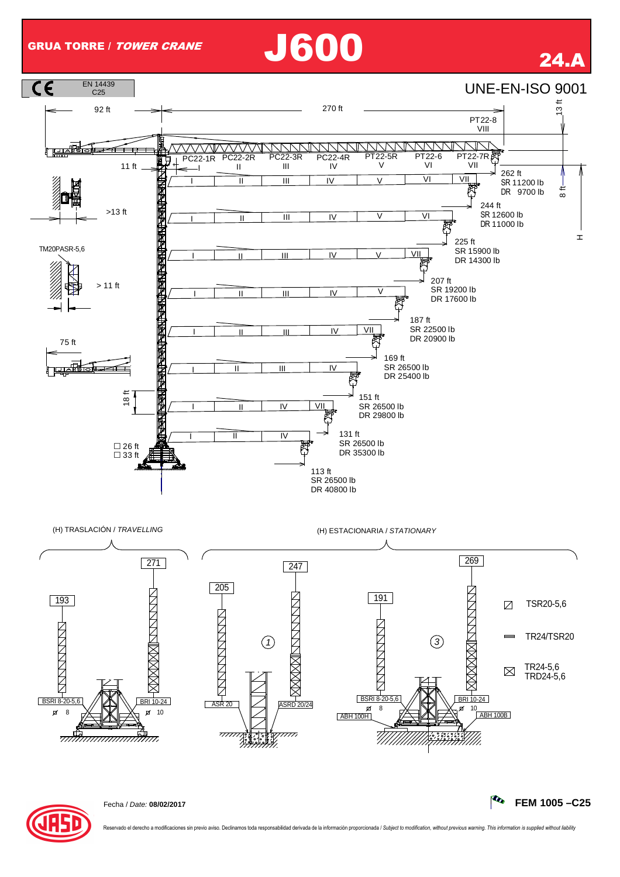# GRUA TORRE / *TOWER CRANE* J600 24.A

CE EN 14439 C25

UNE-EN-ISO 9001

92 ft — 270 ft — 13 ft

PT22-8 VIII

PC22-1R | PC22-2R II | PC22-3R III | PC22-4R IV | PT22-5R V | PT22-6 VI | PT22-7R VII

11 ft

>13 ft

TM20PASR-5,6

> 11 ft

75 ft

18 ft

☐ 26 ft
☐ 33 ft

8 ft

H

| Jib configuration | Reach | SR | DR |
|---|---|---|---|
| I, II, III, IV, V, VI, VII | 262 ft | 11200 lb | 9700 lb |
| I, II, III, IV, V, VI | 244 ft | 12600 lb | 11000 lb |
| I, II, III, IV, V, VII | 225 ft | 15900 lb | 14300 lb |
| I, II, III, IV, V | 207 ft | 19200 lb | 17600 lb |
| I, II, III, IV, VII | 187 ft | 22500 lb | 20900 lb |
| I, II, III, IV | 169 ft | 26500 lb | 25400 lb |
| I, II, IV, VII | 151 ft | 26500 lb | 29800 lb |
| I, II, IV | 131 ft | 26500 lb | 35300 lb |
| | 113 ft | 26500 lb | 40800 lb |

(H) TRASLACIÓN / *TRAVELLING*

(H) ESTACIONARIA / *STATIONARY*

| | (H) TRASLACIÓN / *TRAVELLING* | | (H) ESTACIONARIA / *STATIONARY* ① | | (H) ESTACIONARIA / *STATIONARY* ③ | |
|---|---|---|---|---|---|---|
| H | 193 | 271 | 205 | 247 | 191 | 269 |
| Base | BSRI 8-20-5,6 ⌀ 8 | BRI 10-24 ⌀ 10 | ASR 20 | ASRD 20/24 | BSRI 8-20-5,6 ⌀ 8 ABH 100H | BRI 10-24 ⌀ 10 ABH 100B |

⧄ TSR20-5,6

═ TR24/TSR20

⊠ TR24-5,6 TRD24-5,6

Fecha / *Date:* **08/02/2017**

**FEM 1005 –C25**

Reservado el derecho a modificaciones sin previo aviso. Declinamos toda responsabilidad derivada de la información proporcionada / *Subject to modification, without previous warning. This information is supplied without liability*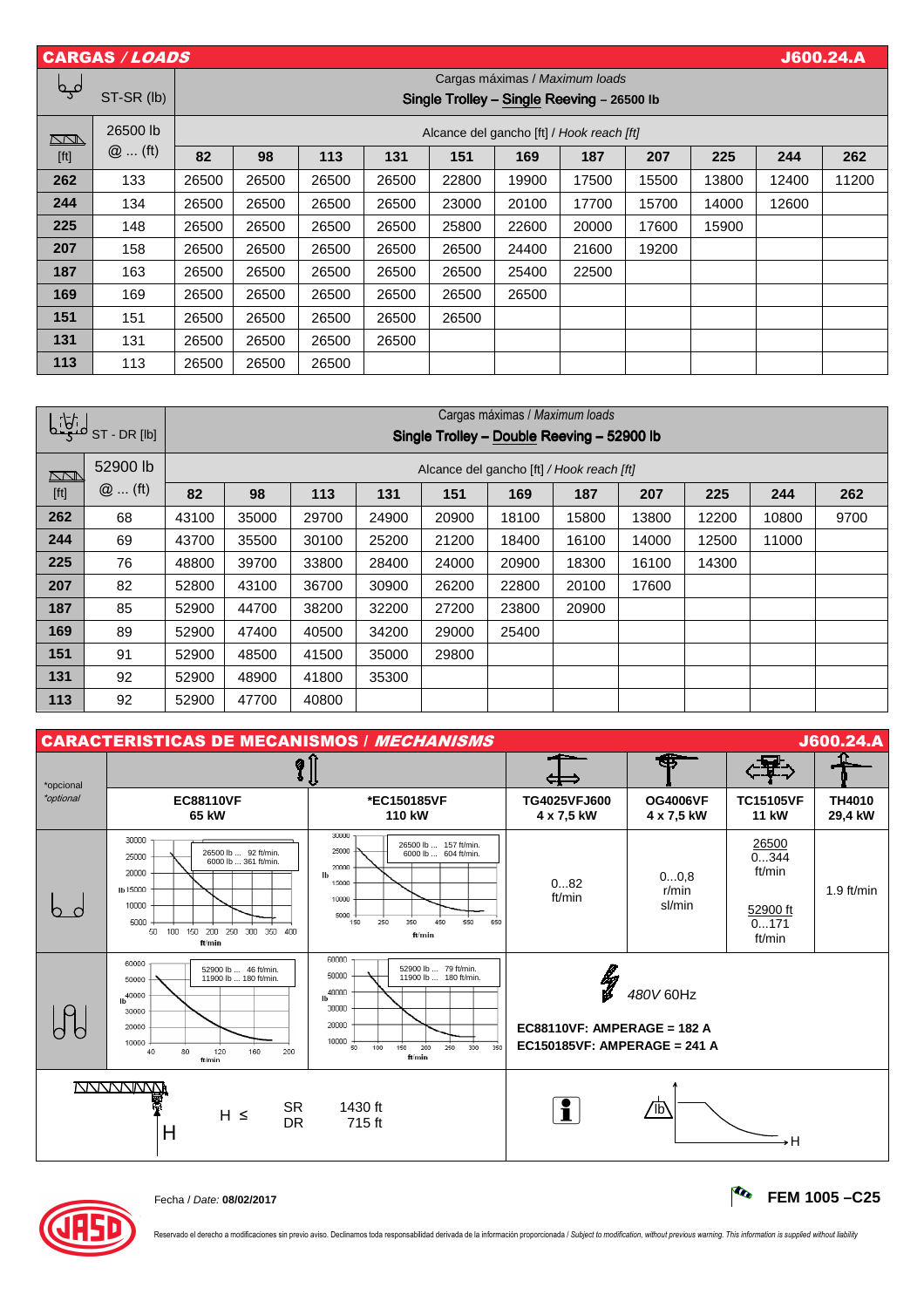## CARGAS / *LOADS* — J600.24.A

| ST-SR (lb) | | Cargas máximas / *Maximum loads* Single Trolley – Single Reeving – 26500 lb | | | | | | | | | | |
|---|---|---|---|---|---|---|---|---|---|---|---|---|
| [ft] | 26500 lb @ ... (ft) | Alcance del gancho [ft] / *Hook reach [ft]* | | | | | | | | | | |
| | | **82** | **98** | **113** | **131** | **151** | **169** | **187** | **207** | **225** | **244** | **262** |
| **262** | 133 | 26500 | 26500 | 26500 | 26500 | 22800 | 19900 | 17500 | 15500 | 13800 | 12400 | 11200 |
| **244** | 134 | 26500 | 26500 | 26500 | 26500 | 23000 | 20100 | 17700 | 15700 | 14000 | 12600 | |
| **225** | 148 | 26500 | 26500 | 26500 | 26500 | 25800 | 22600 | 20000 | 17600 | 15900 | | |
| **207** | 158 | 26500 | 26500 | 26500 | 26500 | 26500 | 24400 | 21600 | 19200 | | | |
| **187** | 163 | 26500 | 26500 | 26500 | 26500 | 26500 | 25400 | 22500 | | | | |
| **169** | 169 | 26500 | 26500 | 26500 | 26500 | 26500 | 26500 | | | | | |
| **151** | 151 | 26500 | 26500 | 26500 | 26500 | 26500 | | | | | | |
| **131** | 131 | 26500 | 26500 | 26500 | 26500 | | | | | | | |
| **113** | 113 | 26500 | 26500 | 26500 | | | | | | | | |

| ST - DR [lb] | | Cargas máximas / *Maximum loads* Single Trolley – Double Reeving – 52900 lb | | | | | | | | | | |
|---|---|---|---|---|---|---|---|---|---|---|---|---|
| [ft] | 52900 lb @ ... (ft) | Alcance del gancho [ft] / *Hook reach [ft]* | | | | | | | | | | |
| | | **82** | **98** | **113** | **131** | **151** | **169** | **187** | **207** | **225** | **244** | **262** |
| **262** | 68 | 43100 | 35000 | 29700 | 24900 | 20900 | 18100 | 15800 | 13800 | 12200 | 10800 | 9700 |
| **244** | 69 | 43700 | 35500 | 30100 | 25200 | 21200 | 18400 | 16100 | 14000 | 12500 | 11000 | |
| **225** | 76 | 48800 | 39700 | 33800 | 28400 | 24000 | 20900 | 18300 | 16100 | 14300 | | |
| **207** | 82 | 52800 | 43100 | 36700 | 30900 | 26200 | 22800 | 20100 | 17600 | | | |
| **187** | 85 | 52900 | 44700 | 38200 | 32200 | 27200 | 23800 | 20900 | | | | |
| **169** | 89 | 52900 | 47400 | 40500 | 34200 | 29000 | 25400 | | | | | |
| **151** | 91 | 52900 | 48500 | 41500 | 35000 | 29800 | | | | | | |
| **131** | 92 | 52900 | 48900 | 41800 | 35300 | | | | | | | |
| **113** | 92 | 52900 | 47700 | 40800 | | | | | | | | |

## CARACTERISTICAS DE MECANISMOS / *MECHANISMS* — J600.24.A

*opcional / *optional*

| | **EC88110VF 65 kW** | ***EC150185VF 110 kW** | **TG4025VFJ600 4 x 7,5 kW** | **OG4006VF 4 x 7,5 kW** | **TC15105VF 11 kW** | **TH4010 29,4 kW** |
|---|---|---|---|---|---|---|
| SR | 26500 lb ... 92 ft/min. 6000 lb ... 361 ft/min. | 26500 lb ... 157 ft/min. 6000 lb ... 604 ft/min. | 0...82 ft/min | 0...0,8 r/min sl/min | 26500 0...344 ft/min 52900 ft 0...171 ft/min | 1.9 ft/min |
| DR | 52900 lb ... 46 ft/min. 11900 lb ... 180 ft/min. | 52900 lb ... 79 ft/min. 11900 lb ... 180 ft/min. | 480V 60Hz<br>EC88110VF: AMPERAGE = 182 A<br>EC150185VF: AMPERAGE = 241 A | | | |

H ≤ SR 1430 ft, DR 715 ft

Fecha / *Date:* **08/02/2017**

**FEM 1005 –C25**

Reservado el derecho a modificaciones sin previo aviso. Declinamos toda responsabilidad derivada de la información proporcionada / *Subject to modification, without previous warning. This information is supplied without liability*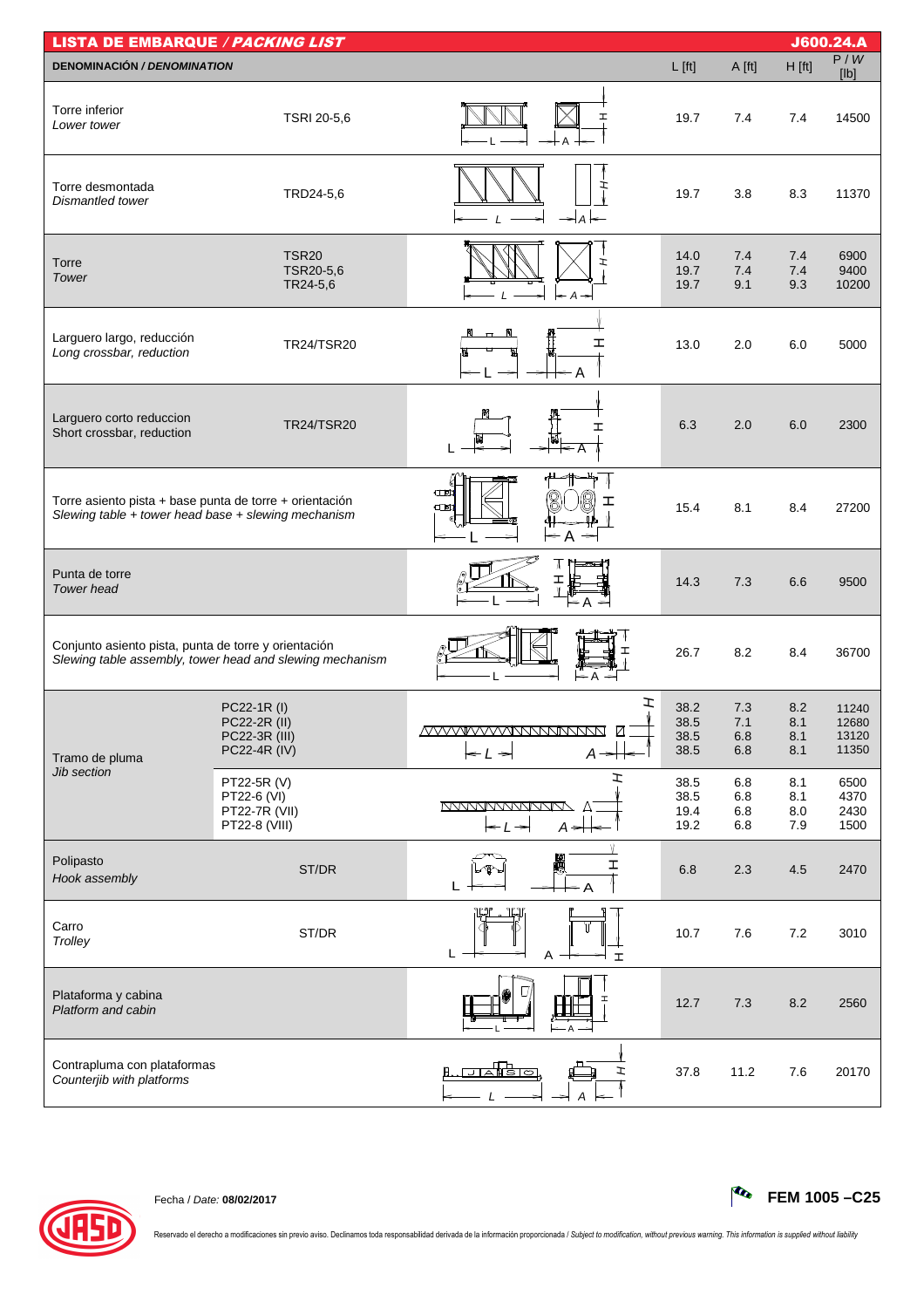| LISTA DE EMBARQUE / *PACKING LIST* | | L [ft] | A [ft] | H [ft] | P / *W* [lb] |
|---|---|---|---|---|---|
| **DENOMINACIÓN / *DENOMINATION*** | | | | | |
| Torre inferior *Lower tower* | TSRI 20-5,6 | 19.7 | 7.4 | 7.4 | 14500 |
| Torre desmontada *Dismantled tower* | TRD24-5,6 | 19.7 | 3.8 | 8.3 | 11370 |
| Torre *Tower* | TSR20 | 14.0 | 7.4 | 7.4 | 6900 |
| | TSR20-5,6 | 19.7 | 7.4 | 7.4 | 9400 |
| | TR24-5,6 | 19.7 | 9.1 | 9.3 | 10200 |
| Larguero largo, reducción *Long crossbar, reduction* | TR24/TSR20 | 13.0 | 2.0 | 6.0 | 5000 |
| Larguero corto reduccion *Short crossbar, reduction* | TR24/TSR20 | 6.3 | 2.0 | 6.0 | 2300 |
| Torre asiento pista + base punta de torre + orientación *Slewing table + tower head base + slewing mechanism* | | 15.4 | 8.1 | 8.4 | 27200 |
| Punta de torre *Tower head* | | 14.3 | 7.3 | 6.6 | 9500 |
| Conjunto asiento pista, punta de torre y orientación *Slewing table assembly, tower head and slewing mechanism* | | 26.7 | 8.2 | 8.4 | 36700 |
| Tramo de pluma *Jib section* | PC22-1R (I) | 38.2 | 7.3 | 8.2 | 11240 |
| | PC22-2R (II) | 38.5 | 7.1 | 8.1 | 12680 |
| | PC22-3R (III) | 38.5 | 6.8 | 8.1 | 13120 |
| | PC22-4R (IV) | 38.5 | 6.8 | 8.1 | 11350 |
| | PT22-5R (V) | 38.5 | 6.8 | 8.1 | 6500 |
| | PT22-6 (VI) | 38.5 | 6.8 | 8.1 | 4370 |
| | PT22-7R (VII) | 19.4 | 6.8 | 8.0 | 2430 |
| | PT22-8 (VIII) | 19.2 | 6.8 | 7.9 | 1500 |
| Polipasto *Hook assembly* | ST/DR | 6.8 | 2.3 | 4.5 | 2470 |
| Carro *Trolley* | ST/DR | 10.7 | 7.6 | 7.2 | 3010 |
| Plataforma y cabina *Platform and cabin* | | 12.7 | 7.3 | 8.2 | 2560 |
| Contrapluma con plataformas *Counterjib with platforms* | | 37.8 | 11.2 | 7.6 | 20170 |

J600.24.A

Fecha / *Date:* **08/02/2017**

**FEM 1005 –C25**

Reservado el derecho a modificaciones sin previo aviso. Declinamos toda responsabilidad derivada de la información proporcionada / *Subject to modification, without previous warning. This information is supplied without liability*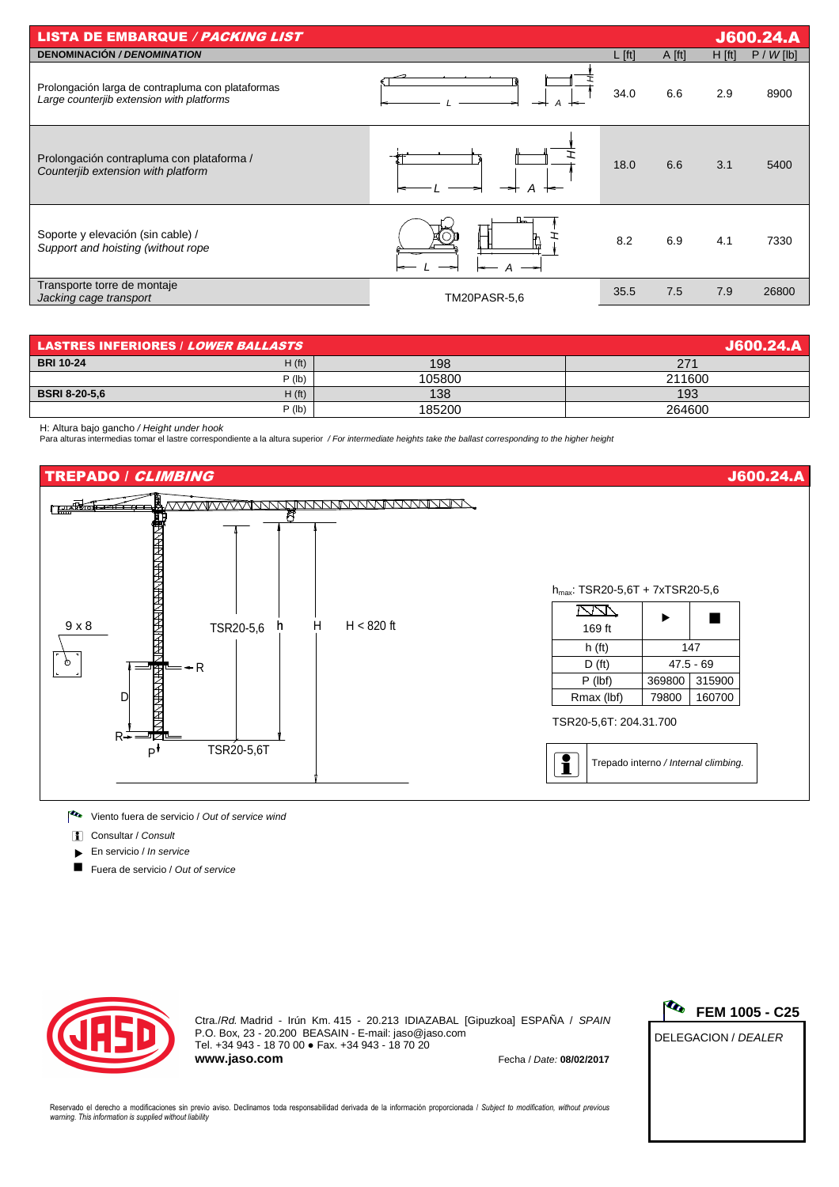## LISTA DE EMBARQUE / *PACKING LIST* — J600.24.A

| DENOMINACIÓN / *DENOMINATION* | | L [ft] | A [ft] | H [ft] | P / *W* [lb] |
|---|---|---|---|---|---|
| Prolongación larga de contrapluma con plataformas<br>*Large counterjib extension with platforms* | | 34.0 | 6.6 | 2.9 | 8900 |
| Prolongación contrapluma con plataforma /<br>*Counterjib extension with platform* | | 18.0 | 6.6 | 3.1 | 5400 |
| Soporte y elevación (sin cable) /<br>*Support and hoisting (without rope* | | 8.2 | 6.9 | 4.1 | 7330 |
| Transporte torre de montaje<br>*Jacking cage transport* | TM20PASR-5,6 | 35.5 | 7.5 | 7.9 | 26800 |

## LASTRES INFERIORES / *LOWER BALLASTS* — J600.24.A

| | | | |
|---|---|---|---|
| **BRI 10-24** | H (ft) | 198 | 271 |
| | P (lb) | 105800 | 211600 |
| **BSRI 8-20-5,6** | H (ft) | 138 | 193 |
| | P (lb) | 185200 | 264600 |

H: Altura bajo gancho / *Height under hook*

Para alturas intermedias tomar el lastre correspondiente a la altura superior / *For intermediate heights take the ballast corresponding to the higher height*

## TREPADO / *CLIMBING* — J600.24.A

9 x 8

TSR20-5,6

h

H

H < 820 ft

R

D

R

P

TSR20-5,6T

$h_{max}$: TSR20-5,6T + 7xTSR20-5,6

| 169 ft | ▶ | ■ |
|---|---|---|
| h (ft) | 147 | |
| D (ft) | 47.5 - 69 | |
| P (lbf) | 369800 | 315900 |
| Rmax (lbf) | 79800 | 160700 |

TSR20-5,6T: 204.31.700

Trepado interno / *Internal climbing.*

Viento fuera de servicio / *Out of service wind*

Consultar / *Consult*

▶ En servicio / *In service*

■ Fuera de servicio / *Out of service*

Ctra./*Rd.* Madrid - Irún Km. 415 - 20.213 IDIAZABAL [Gipuzkoa] ESPAÑA / *SPAIN*
P.O. Box, 23 - 20.200 BEASAIN - E-mail: jaso@jaso.com
Tel. +34 943 - 18 70 00 ● Fax. +34 943 - 18 70 20
**www.jaso.com**

Fecha / *Date:* **08/02/2017**

**FEM 1005 - C25**

DELEGACION / *DEALER*

Reservado el derecho a modificaciones sin previo aviso. Declinamos toda responsabilidad derivada de la información proporcionada / *Subject to modification, without previous warning. This information is supplied without liability*